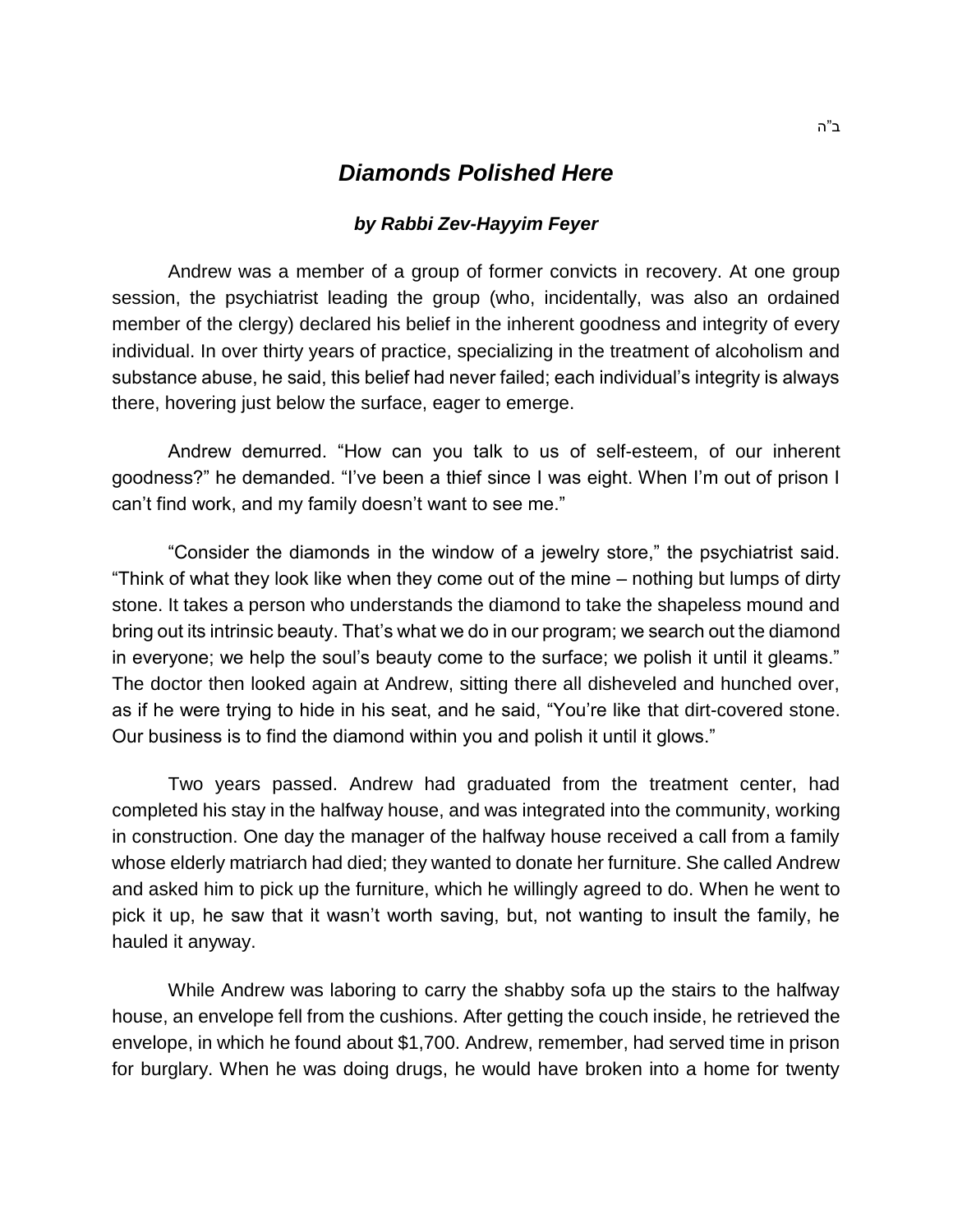ב"ה

## *Diamonds Polished Here*

***by Rabbi Zev-Hayyim Feyer***

Andrew was a member of a group of former convicts in recovery. At one group session, the psychiatrist leading the group (who, incidentally, was also an ordained member of the clergy) declared his belief in the inherent goodness and integrity of every individual. In over thirty years of practice, specializing in the treatment of alcoholism and substance abuse, he said, this belief had never failed; each individual's integrity is always there, hovering just below the surface, eager to emerge.

Andrew demurred. "How can you talk to us of self-esteem, of our inherent goodness?" he demanded. "I've been a thief since I was eight. When I'm out of prison I can't find work, and my family doesn't want to see me."

"Consider the diamonds in the window of a jewelry store," the psychiatrist said. "Think of what they look like when they come out of the mine – nothing but lumps of dirty stone. It takes a person who understands the diamond to take the shapeless mound and bring out its intrinsic beauty. That's what we do in our program; we search out the diamond in everyone; we help the soul's beauty come to the surface; we polish it until it gleams." The doctor then looked again at Andrew, sitting there all disheveled and hunched over, as if he were trying to hide in his seat, and he said, "You're like that dirt-covered stone. Our business is to find the diamond within you and polish it until it glows."

Two years passed. Andrew had graduated from the treatment center, had completed his stay in the halfway house, and was integrated into the community, working in construction. One day the manager of the halfway house received a call from a family whose elderly matriarch had died; they wanted to donate her furniture. She called Andrew and asked him to pick up the furniture, which he willingly agreed to do. When he went to pick it up, he saw that it wasn't worth saving, but, not wanting to insult the family, he hauled it anyway.

While Andrew was laboring to carry the shabby sofa up the stairs to the halfway house, an envelope fell from the cushions. After getting the couch inside, he retrieved the envelope, in which he found about $1,700. Andrew, remember, had served time in prison for burglary. When he was doing drugs, he would have broken into a home for twenty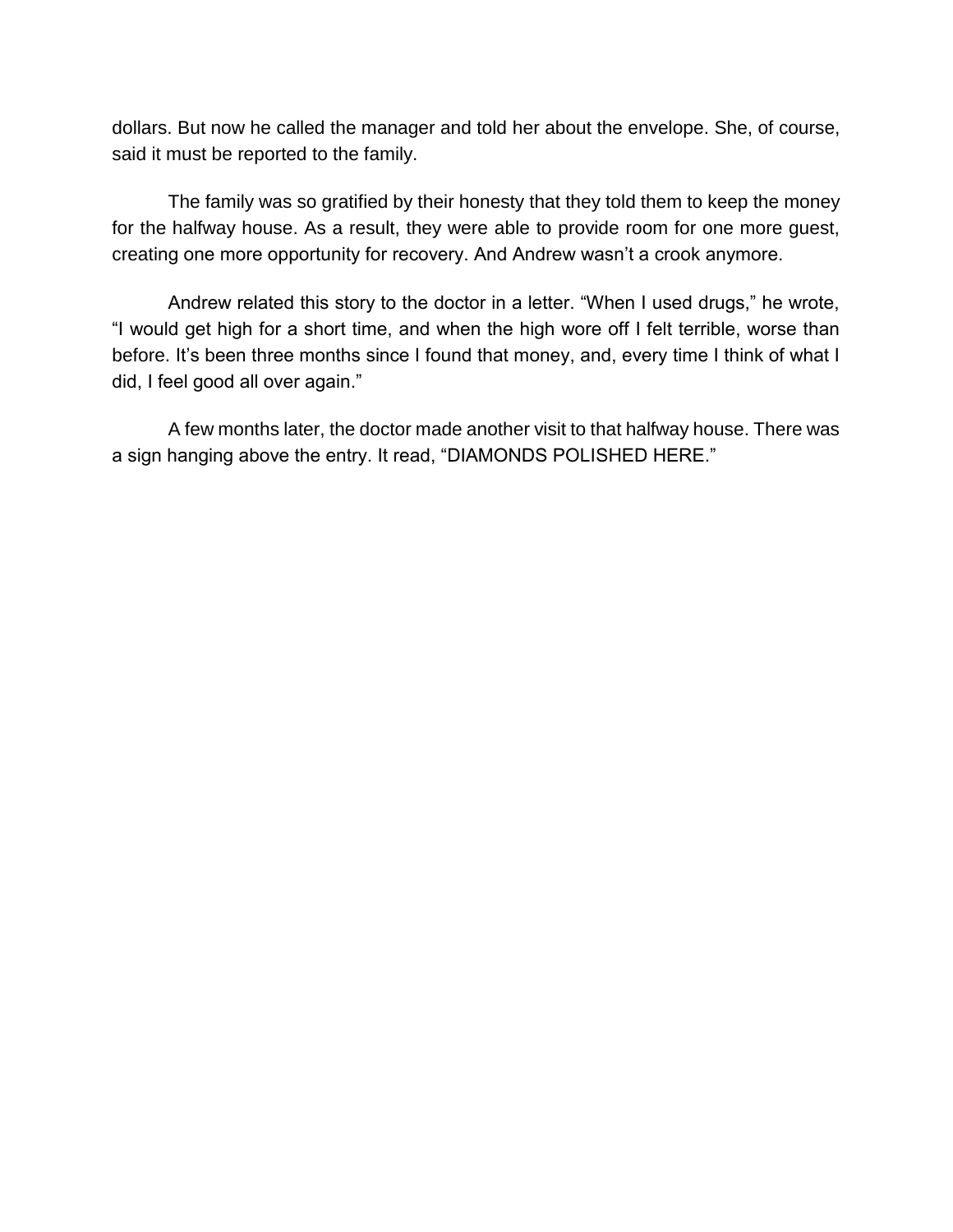dollars. But now he called the manager and told her about the envelope. She, of course, said it must be reported to the family.

The family was so gratified by their honesty that they told them to keep the money for the halfway house. As a result, they were able to provide room for one more guest, creating one more opportunity for recovery. And Andrew wasn't a crook anymore.

Andrew related this story to the doctor in a letter. "When I used drugs," he wrote, "I would get high for a short time, and when the high wore off I felt terrible, worse than before. It's been three months since I found that money, and, every time I think of what I did, I feel good all over again."

A few months later, the doctor made another visit to that halfway house. There was a sign hanging above the entry. It read, "DIAMONDS POLISHED HERE."